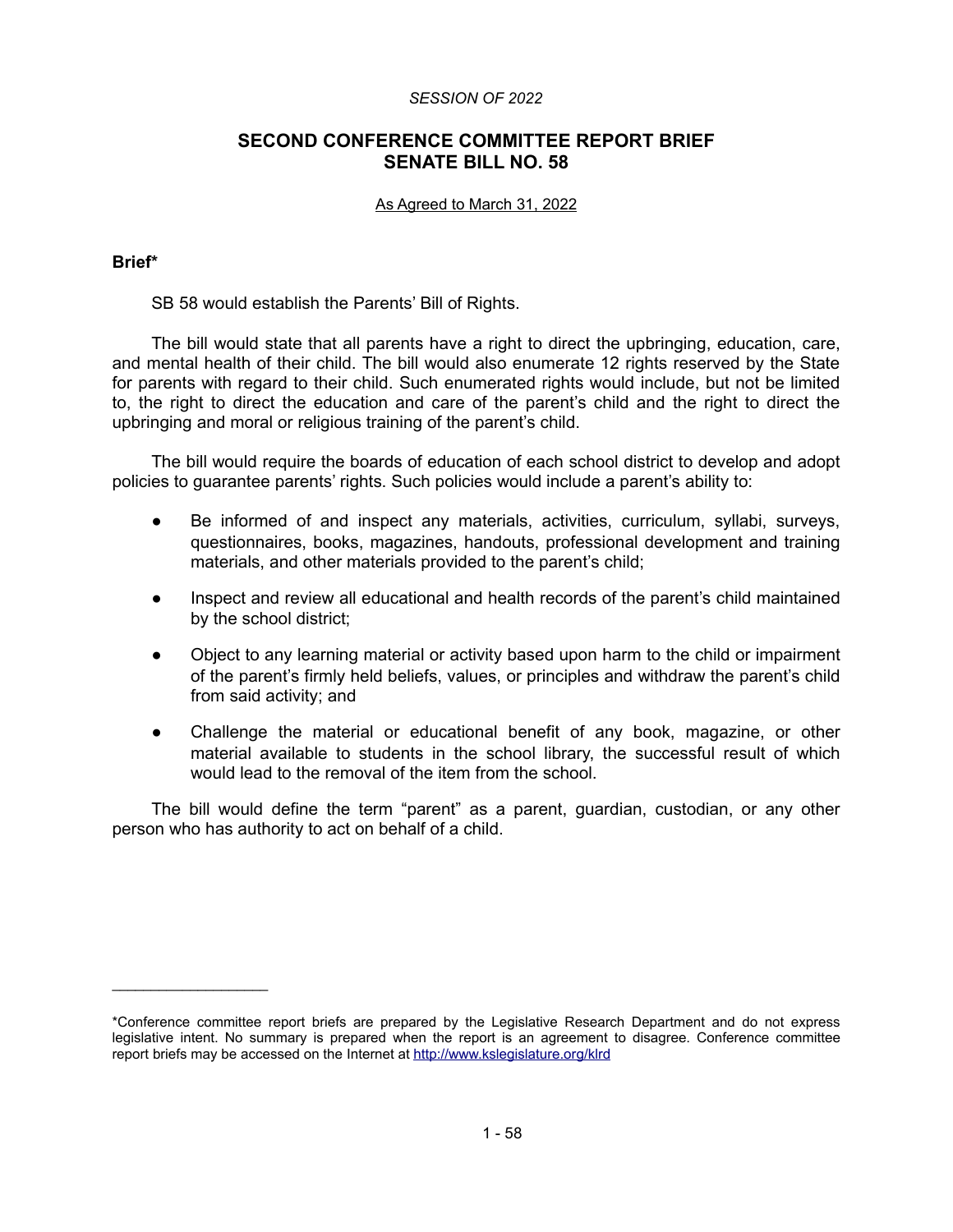*SESSION OF 2022*

# SECOND CONFERENCE COMMITTEE REPORT BRIEF
# SENATE BILL NO. 58

As Agreed to March 31, 2022

**Brief***

SB 58 would establish the Parents' Bill of Rights.

The bill would state that all parents have a right to direct the upbringing, education, care, and mental health of their child. The bill would also enumerate 12 rights reserved by the State for parents with regard to their child. Such enumerated rights would include, but not be limited to, the right to direct the education and care of the parent's child and the right to direct the upbringing and moral or religious training of the parent's child.

The bill would require the boards of education of each school district to develop and adopt policies to guarantee parents' rights. Such policies would include a parent's ability to:

- Be informed of and inspect any materials, activities, curriculum, syllabi, surveys, questionnaires, books, magazines, handouts, professional development and training materials, and other materials provided to the parent's child;
- Inspect and review all educational and health records of the parent's child maintained by the school district;
- Object to any learning material or activity based upon harm to the child or impairment of the parent's firmly held beliefs, values, or principles and withdraw the parent's child from said activity; and
- Challenge the material or educational benefit of any book, magazine, or other material available to students in the school library, the successful result of which would lead to the removal of the item from the school.

The bill would define the term "parent" as a parent, guardian, custodian, or any other person who has authority to act on behalf of a child.

---

*Conference committee report briefs are prepared by the Legislative Research Department and do not express legislative intent. No summary is prepared when the report is an agreement to disagree. Conference committee report briefs may be accessed on the Internet at http://www.kslegislature.org/klrd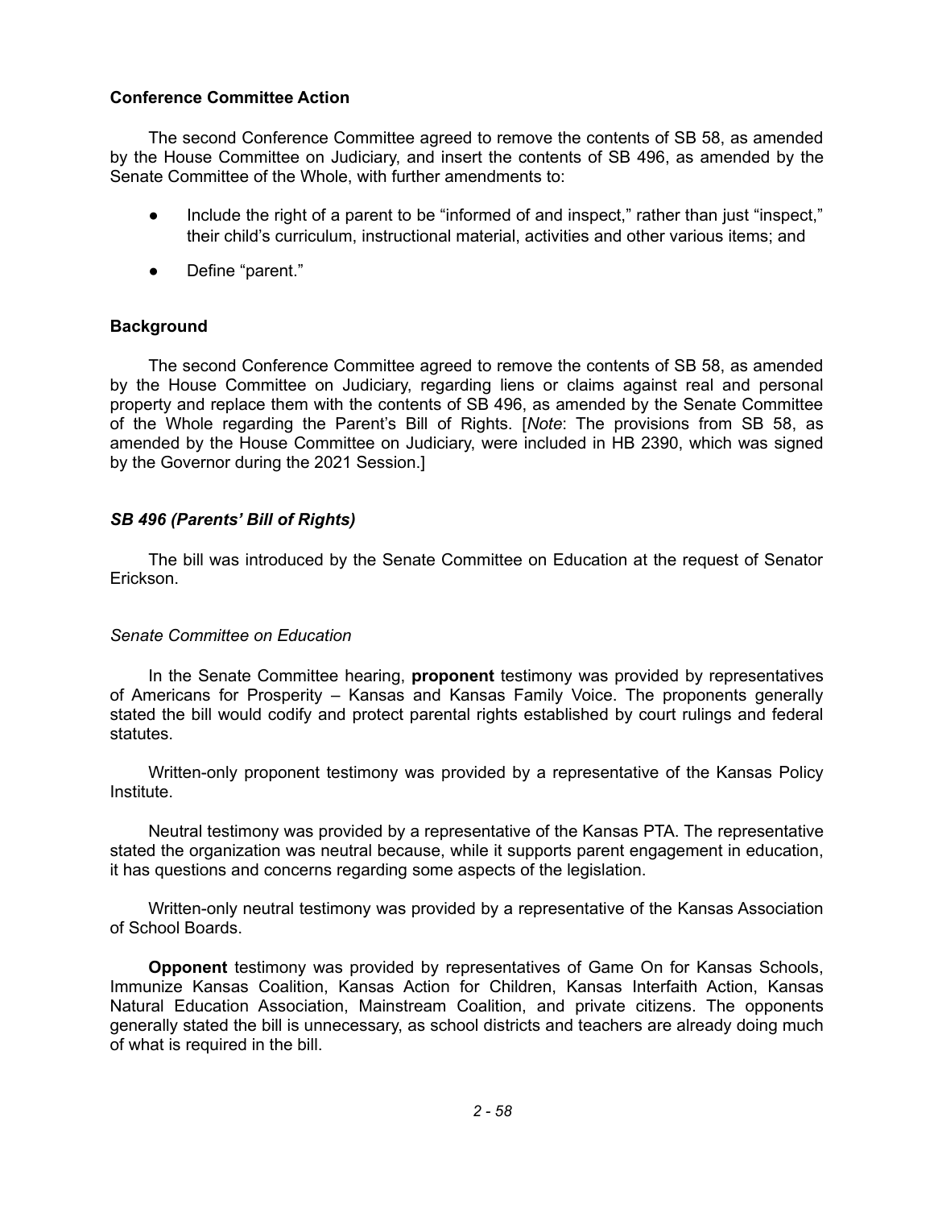**Conference Committee Action**

The second Conference Committee agreed to remove the contents of SB 58, as amended by the House Committee on Judiciary, and insert the contents of SB 496, as amended by the Senate Committee of the Whole, with further amendments to:

- Include the right of a parent to be "informed of and inspect," rather than just "inspect," their child's curriculum, instructional material, activities and other various items; and
- Define "parent."

**Background**

The second Conference Committee agreed to remove the contents of SB 58, as amended by the House Committee on Judiciary, regarding liens or claims against real and personal property and replace them with the contents of SB 496, as amended by the Senate Committee of the Whole regarding the Parent's Bill of Rights. [*Note*: The provisions from SB 58, as amended by the House Committee on Judiciary, were included in HB 2390, which was signed by the Governor during the 2021 Session.]

***SB 496 (Parents' Bill of Rights)***

The bill was introduced by the Senate Committee on Education at the request of Senator Erickson.

*Senate Committee on Education*

In the Senate Committee hearing, **proponent** testimony was provided by representatives of Americans for Prosperity – Kansas and Kansas Family Voice. The proponents generally stated the bill would codify and protect parental rights established by court rulings and federal statutes.

Written-only proponent testimony was provided by a representative of the Kansas Policy Institute.

Neutral testimony was provided by a representative of the Kansas PTA. The representative stated the organization was neutral because, while it supports parent engagement in education, it has questions and concerns regarding some aspects of the legislation.

Written-only neutral testimony was provided by a representative of the Kansas Association of School Boards.

**Opponent** testimony was provided by representatives of Game On for Kansas Schools, Immunize Kansas Coalition, Kansas Action for Children, Kansas Interfaith Action, Kansas Natural Education Association, Mainstream Coalition, and private citizens. The opponents generally stated the bill is unnecessary, as school districts and teachers are already doing much of what is required in the bill.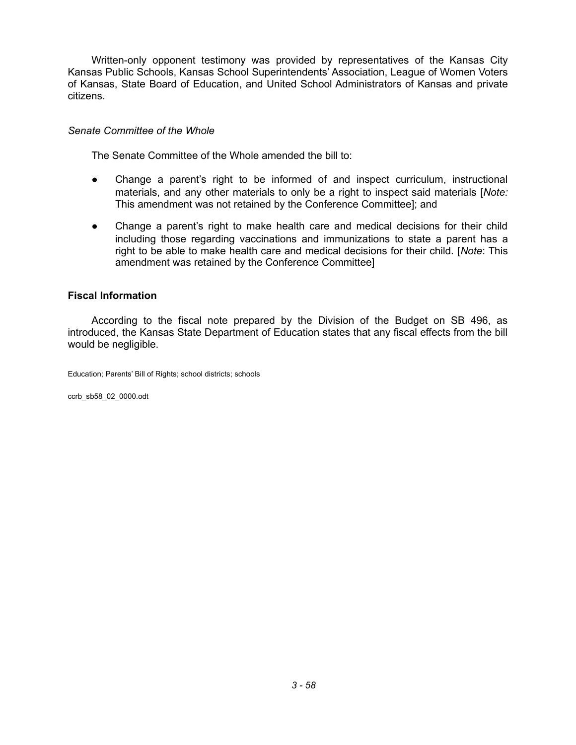Written-only opponent testimony was provided by representatives of the Kansas City Kansas Public Schools, Kansas School Superintendents' Association, League of Women Voters of Kansas, State Board of Education, and United School Administrators of Kansas and private citizens.

*Senate Committee of the Whole*

The Senate Committee of the Whole amended the bill to:

- Change a parent's right to be informed of and inspect curriculum, instructional materials, and any other materials to only be a right to inspect said materials [*Note:* This amendment was not retained by the Conference Committee]; and
- Change a parent's right to make health care and medical decisions for their child including those regarding vaccinations and immunizations to state a parent has a right to be able to make health care and medical decisions for their child. [*Note*: This amendment was retained by the Conference Committee]

### Fiscal Information

According to the fiscal note prepared by the Division of the Budget on SB 496, as introduced, the Kansas State Department of Education states that any fiscal effects from the bill would be negligible.

Education; Parents' Bill of Rights; school districts; schools

ccrb_sb58_02_0000.odt